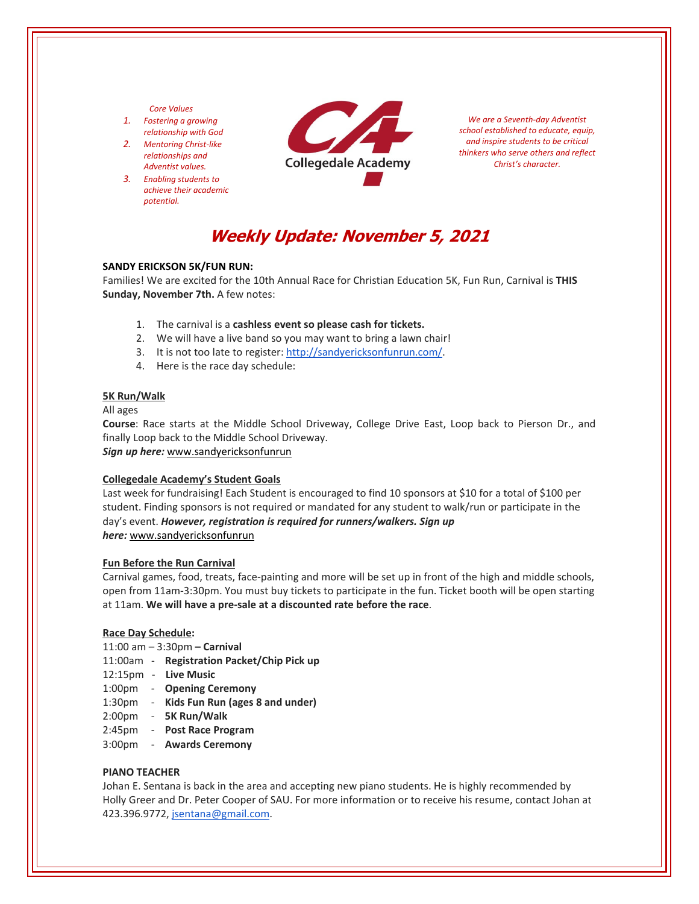*Core Values*

1. *Fostering a growing relationship with God*
2. *Mentoring Christ-like relationships and Adventist values.*
3. *Enabling students to achieve their academic potential.*

Collegedale Academy

*We are a Seventh-day Adventist school established to educate, equip, and inspire students to be critical thinkers who serve others and reflect Christ's character.*

# Weekly Update: November 5, 2021

**SANDY ERICKSON 5K/FUN RUN:**

Families! We are excited for the 10th Annual Race for Christian Education 5K, Fun Run, Carnival is **THIS Sunday, November 7th.** A few notes:

1. The carnival is a **cashless event so please cash for tickets.**
2. We will have a live band so you may want to bring a lawn chair!
3. It is not too late to register: http://sandyericksonfunrun.com/.
4. Here is the race day schedule:

**5K Run/Walk**

All ages

**Course**: Race starts at the Middle School Driveway, College Drive East, Loop back to Pierson Dr., and finally Loop back to the Middle School Driveway.

***Sign up here:*** www.sandyericksonfunrun

**Collegedale Academy's Student Goals**

Last week for fundraising! Each Student is encouraged to find 10 sponsors at $10 for a total of $100 per student. Finding sponsors is not required or mandated for any student to walk/run or participate in the day's event. ***However, registration is required for runners/walkers. Sign up here:*** www.sandyericksonfunrun

**Fun Before the Run Carnival**

Carnival games, food, treats, face-painting and more will be set up in front of the high and middle schools, open from 11am-3:30pm. You must buy tickets to participate in the fun. Ticket booth will be open starting at 11am. **We will have a pre-sale at a discounted rate before the race**.

**Race Day Schedule:**

11:00 am – 3:30pm **– Carnival**
11:00am - **Registration Packet/Chip Pick up**
12:15pm - **Live Music**
1:00pm - **Opening Ceremony**
1:30pm - **Kids Fun Run (ages 8 and under)**
2:00pm - **5K Run/Walk**
2:45pm - **Post Race Program**
3:00pm - **Awards Ceremony**

**PIANO TEACHER**

Johan E. Sentana is back in the area and accepting new piano students. He is highly recommended by Holly Greer and Dr. Peter Cooper of SAU. For more information or to receive his resume, contact Johan at 423.396.9772, jsentana@gmail.com.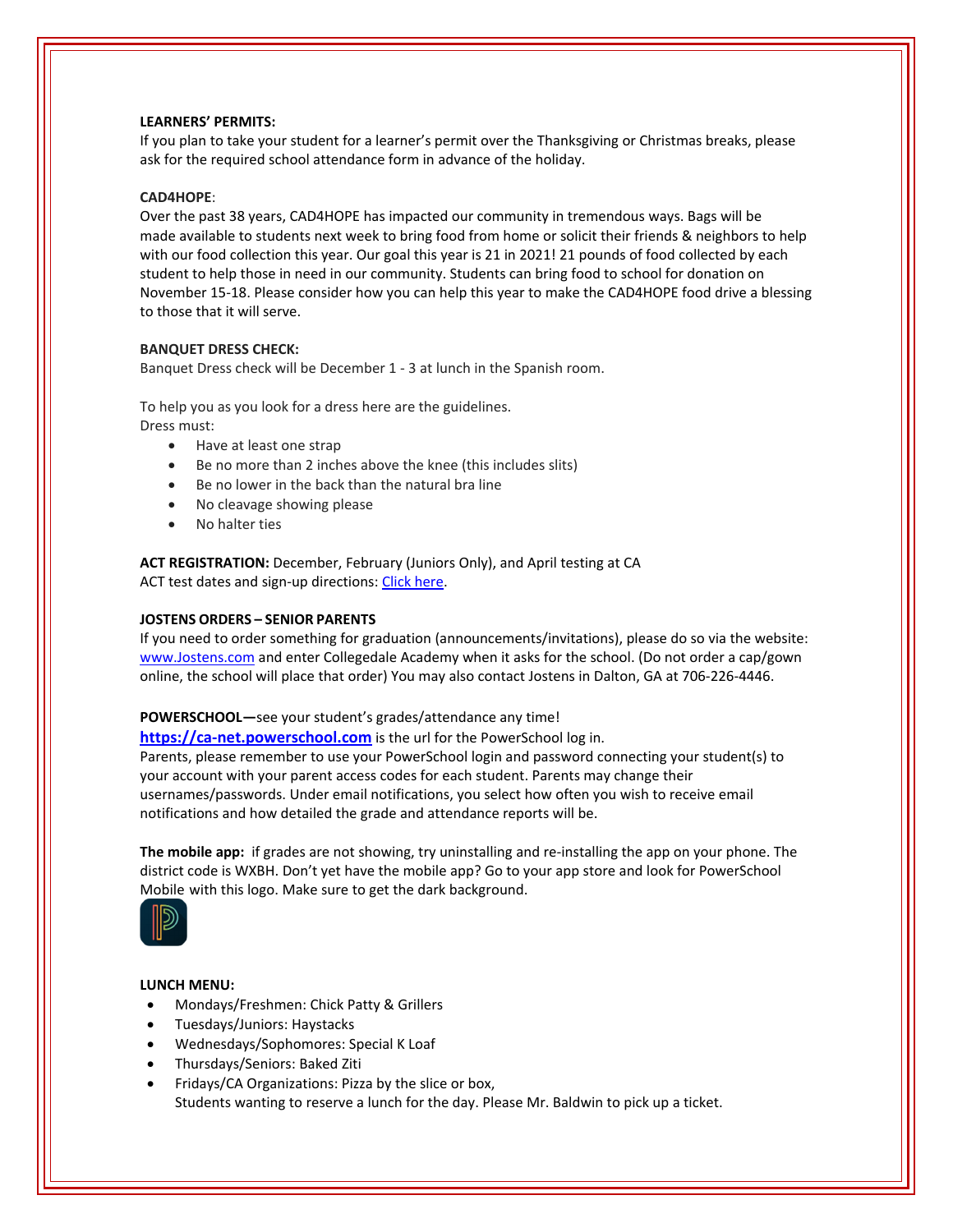**LEARNERS' PERMITS:**

If you plan to take your student for a learner's permit over the Thanksgiving or Christmas breaks, please ask for the required school attendance form in advance of the holiday.

**CAD4HOPE**:

Over the past 38 years, CAD4HOPE has impacted our community in tremendous ways. Bags will be made available to students next week to bring food from home or solicit their friends & neighbors to help with our food collection this year. Our goal this year is 21 in 2021! 21 pounds of food collected by each student to help those in need in our community. Students can bring food to school for donation on November 15-18. Please consider how you can help this year to make the CAD4HOPE food drive a blessing to those that it will serve.

**BANQUET DRESS CHECK:**

Banquet Dress check will be December 1 - 3 at lunch in the Spanish room.

To help you as you look for a dress here are the guidelines.
Dress must:

- Have at least one strap
- Be no more than 2 inches above the knee (this includes slits)
- Be no lower in the back than the natural bra line
- No cleavage showing please
- No halter ties

**ACT REGISTRATION:** December, February (Juniors Only), and April testing at CA
ACT test dates and sign-up directions: Click here.

**JOSTENS ORDERS – SENIOR PARENTS**

If you need to order something for graduation (announcements/invitations), please do so via the website: www.Jostens.com and enter Collegedale Academy when it asks for the school. (Do not order a cap/gown online, the school will place that order) You may also contact Jostens in Dalton, GA at 706-226-4446.

**POWERSCHOOL—**see your student's grades/attendance any time!

**https://ca-net.powerschool.com** is the url for the PowerSchool log in.
Parents, please remember to use your PowerSchool login and password connecting your student(s) to your account with your parent access codes for each student. Parents may change their usernames/passwords. Under email notifications, you select how often you wish to receive email notifications and how detailed the grade and attendance reports will be.

**The mobile app:** if grades are not showing, try uninstalling and re-installing the app on your phone. The district code is WXBH. Don't yet have the mobile app? Go to your app store and look for PowerSchool Mobile with this logo. Make sure to get the dark background.

**LUNCH MENU:**

- Mondays/Freshmen: Chick Patty & Grillers
- Tuesdays/Juniors: Haystacks
- Wednesdays/Sophomores: Special K Loaf
- Thursdays/Seniors: Baked Ziti
- Fridays/CA Organizations: Pizza by the slice or box,
  Students wanting to reserve a lunch for the day. Please Mr. Baldwin to pick up a ticket.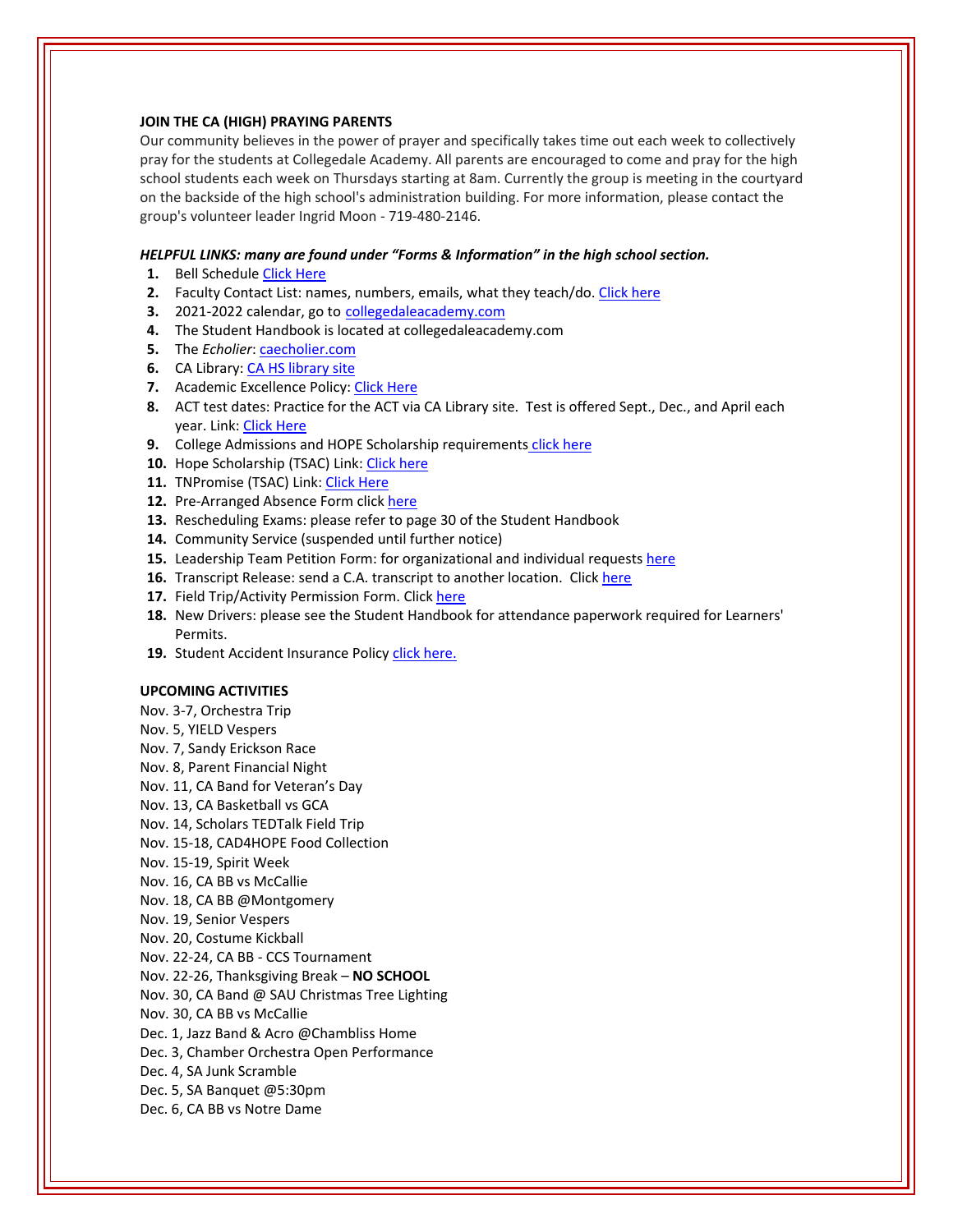**JOIN THE CA (HIGH) PRAYING PARENTS**

Our community believes in the power of prayer and specifically takes time out each week to collectively pray for the students at Collegedale Academy. All parents are encouraged to come and pray for the high school students each week on Thursdays starting at 8am. Currently the group is meeting in the courtyard on the backside of the high school's administration building. For more information, please contact the group's volunteer leader Ingrid Moon - 719-480-2146.

***HELPFUL LINKS: many are found under "Forms & Information" in the high school section.***

1. Bell Schedule Click Here
2. Faculty Contact List: names, numbers, emails, what they teach/do. Click here
3. 2021-2022 calendar, go to collegedaleacademy.com
4. The Student Handbook is located at collegedaleacademy.com
5. The *Echolier*: caecholier.com
6. CA Library: CA HS library site
7. Academic Excellence Policy: Click Here
8. ACT test dates: Practice for the ACT via CA Library site. Test is offered Sept., Dec., and April each year. Link: Click Here
9. College Admissions and HOPE Scholarship requirements click here
10. Hope Scholarship (TSAC) Link: Click here
11. TNPromise (TSAC) Link: Click Here
12. Pre-Arranged Absence Form click here
13. Rescheduling Exams: please refer to page 30 of the Student Handbook
14. Community Service (suspended until further notice)
15. Leadership Team Petition Form: for organizational and individual requests here
16. Transcript Release: send a C.A. transcript to another location. Click here
17. Field Trip/Activity Permission Form. Click here
18. New Drivers: please see the Student Handbook for attendance paperwork required for Learners' Permits.
19. Student Accident Insurance Policy click here.

**UPCOMING ACTIVITIES**

Nov. 3-7, Orchestra Trip
Nov. 5, YIELD Vespers
Nov. 7, Sandy Erickson Race
Nov. 8, Parent Financial Night
Nov. 11, CA Band for Veteran's Day
Nov. 13, CA Basketball vs GCA
Nov. 14, Scholars TEDTalk Field Trip
Nov. 15-18, CAD4HOPE Food Collection
Nov. 15-19, Spirit Week
Nov. 16, CA BB vs McCallie
Nov. 18, CA BB @Montgomery
Nov. 19, Senior Vespers
Nov. 20, Costume Kickball
Nov. 22-24, CA BB - CCS Tournament
Nov. 22-26, Thanksgiving Break – **NO SCHOOL**
Nov. 30, CA Band @ SAU Christmas Tree Lighting
Nov. 30, CA BB vs McCallie
Dec. 1, Jazz Band & Acro @Chambliss Home
Dec. 3, Chamber Orchestra Open Performance
Dec. 4, SA Junk Scramble
Dec. 5, SA Banquet @5:30pm
Dec. 6, CA BB vs Notre Dame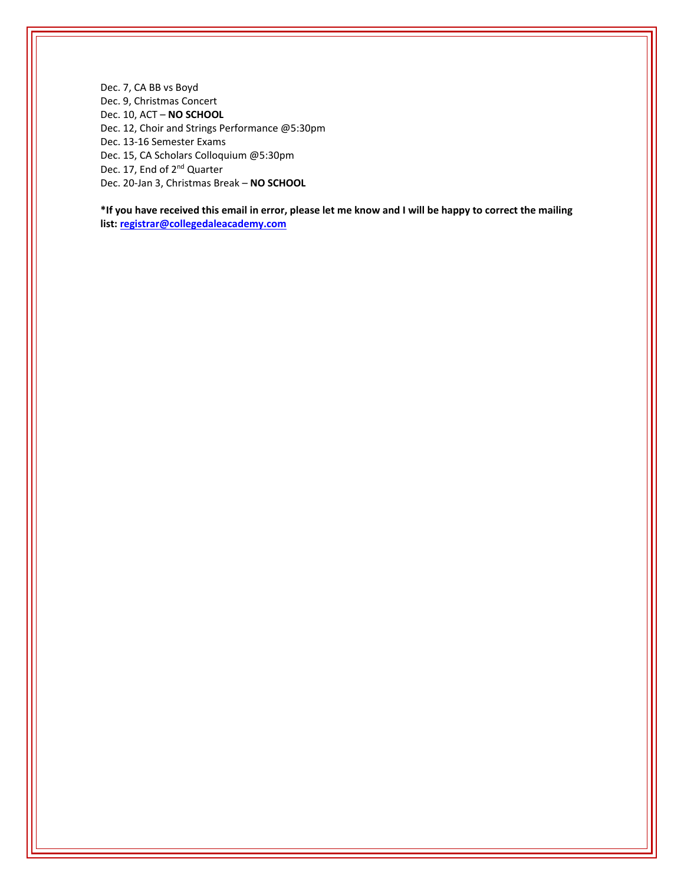Dec. 7, CA BB vs Boyd
Dec. 9, Christmas Concert
Dec. 10, ACT – **NO SCHOOL**
Dec. 12, Choir and Strings Performance @5:30pm
Dec. 13-16 Semester Exams
Dec. 15, CA Scholars Colloquium @5:30pm
Dec. 17, End of 2nd Quarter
Dec. 20-Jan 3, Christmas Break – **NO SCHOOL**

**\*If you have received this email in error, please let me know and I will be happy to correct the mailing list: registrar@collegedaleacademy.com**